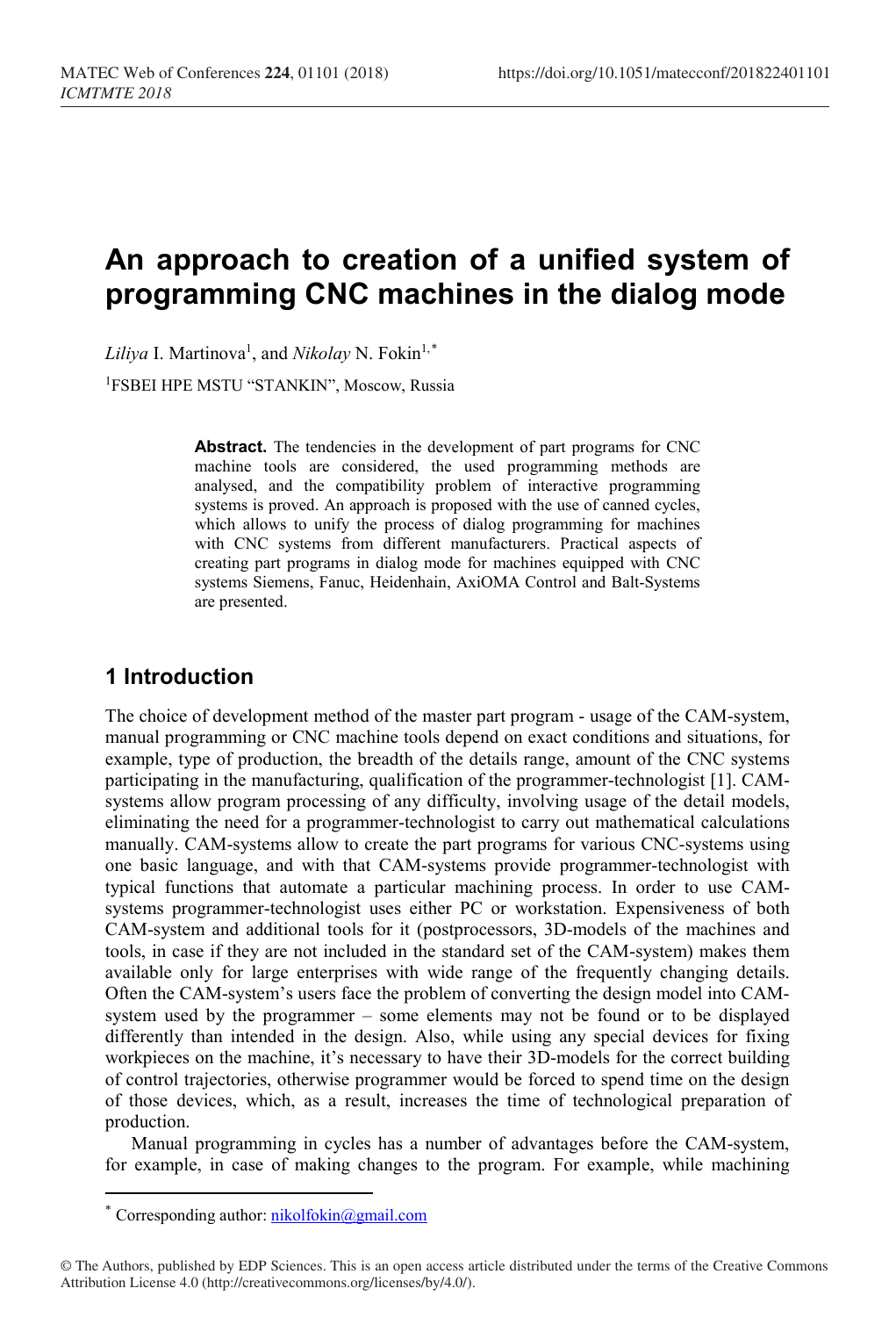# An approach to creation of a unified system of programming CNC machines in the dialog mode

*Liliya* I. Martinova[1], and *Nikolay* N. Fokin[1,*]

[1]FSBEI HPE MSTU "STANKIN", Moscow, Russia

**Abstract.** The tendencies in the development of part programs for CNC machine tools are considered, the used programming methods are analysed, and the compatibility problem of interactive programming systems is proved. An approach is proposed with the use of canned cycles, which allows to unify the process of dialog programming for machines with CNC systems from different manufacturers. Practical aspects of creating part programs in dialog mode for machines equipped with CNC systems Siemens, Fanuc, Heidenhain, AxiOMA Control and Balt-Systems are presented.

## 1 Introduction

The choice of development method of the master part program - usage of the CAM-system, manual programming or CNC machine tools depend on exact conditions and situations, for example, type of production, the breadth of the details range, amount of the CNC systems participating in the manufacturing, qualification of the programmer-technologist [1]. CAM-systems allow program processing of any difficulty, involving usage of the detail models, eliminating the need for a programmer-technologist to carry out mathematical calculations manually. CAM-systems allow to create the part programs for various CNC-systems using one basic language, and with that CAM-systems provide programmer-technologist with typical functions that automate a particular machining process. In order to use CAM-systems programmer-technologist uses either PC or workstation. Expensiveness of both CAM-system and additional tools for it (postprocessors, 3D-models of the machines and tools, in case if they are not included in the standard set of the CAM-system) makes them available only for large enterprises with wide range of the frequently changing details. Often the CAM-system's users face the problem of converting the design model into CAM-system used by the programmer – some elements may not be found or to be displayed differently than intended in the design. Also, while using any special devices for fixing workpieces on the machine, it's necessary to have their 3D-models for the correct building of control trajectories, otherwise programmer would be forced to spend time on the design of those devices, which, as a result, increases the time of technological preparation of production.

Manual programming in cycles has a number of advantages before the CAM-system, for example, in case of making changes to the program. For example, while machining

---

* Corresponding author: nikolfokin@gmail.com

© The Authors, published by EDP Sciences. This is an open access article distributed under the terms of the Creative Commons Attribution License 4.0 (http://creativecommons.org/licenses/by/4.0/).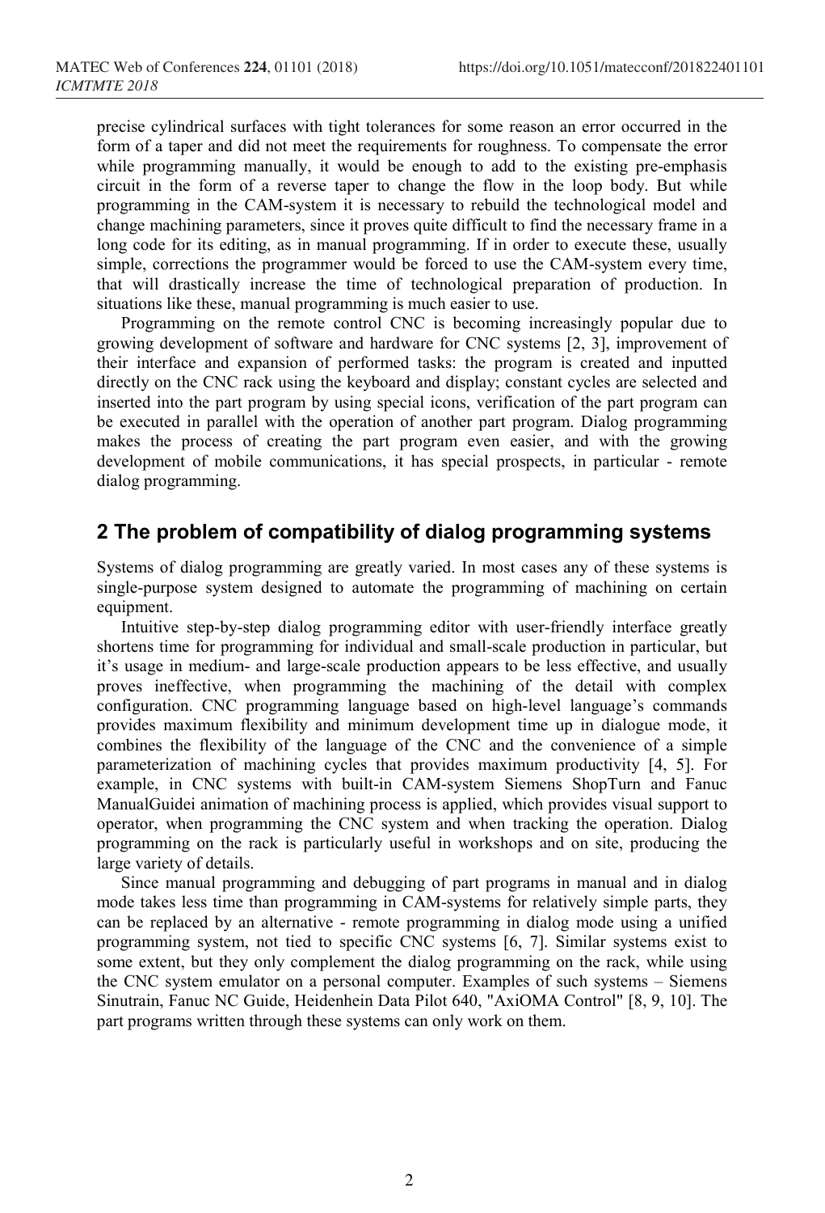precise cylindrical surfaces with tight tolerances for some reason an error occurred in the form of a taper and did not meet the requirements for roughness. To compensate the error while programming manually, it would be enough to add to the existing pre-emphasis circuit in the form of a reverse taper to change the flow in the loop body. But while programming in the CAM-system it is necessary to rebuild the technological model and change machining parameters, since it proves quite difficult to find the necessary frame in a long code for its editing, as in manual programming. If in order to execute these, usually simple, corrections the programmer would be forced to use the CAM-system every time, that will drastically increase the time of technological preparation of production. In situations like these, manual programming is much easier to use.

Programming on the remote control CNC is becoming increasingly popular due to growing development of software and hardware for CNC systems [2, 3], improvement of their interface and expansion of performed tasks: the program is created and inputted directly on the CNC rack using the keyboard and display; constant cycles are selected and inserted into the part program by using special icons, verification of the part program can be executed in parallel with the operation of another part program. Dialog programming makes the process of creating the part program even easier, and with the growing development of mobile communications, it has special prospects, in particular - remote dialog programming.

## 2 The problem of compatibility of dialog programming systems

Systems of dialog programming are greatly varied. In most cases any of these systems is single-purpose system designed to automate the programming of machining on certain equipment.

Intuitive step-by-step dialog programming editor with user-friendly interface greatly shortens time for programming for individual and small-scale production in particular, but it's usage in medium- and large-scale production appears to be less effective, and usually proves ineffective, when programming the machining of the detail with complex configuration. CNC programming language based on high-level language's commands provides maximum flexibility and minimum development time up in dialogue mode, it combines the flexibility of the language of the CNC and the convenience of a simple parameterization of machining cycles that provides maximum productivity [4, 5]. For example, in CNC systems with built-in CAM-system Siemens ShopTurn and Fanuc ManualGuidei animation of machining process is applied, which provides visual support to operator, when programming the CNC system and when tracking the operation. Dialog programming on the rack is particularly useful in workshops and on site, producing the large variety of details.

Since manual programming and debugging of part programs in manual and in dialog mode takes less time than programming in CAM-systems for relatively simple parts, they can be replaced by an alternative - remote programming in dialog mode using a unified programming system, not tied to specific CNC systems [6, 7]. Similar systems exist to some extent, but they only complement the dialog programming on the rack, while using the CNC system emulator on a personal computer. Examples of such systems – Siemens Sinutrain, Fanuc NC Guide, Heidenhein Data Pilot 640, "AxiOMA Control" [8, 9, 10]. The part programs written through these systems can only work on them.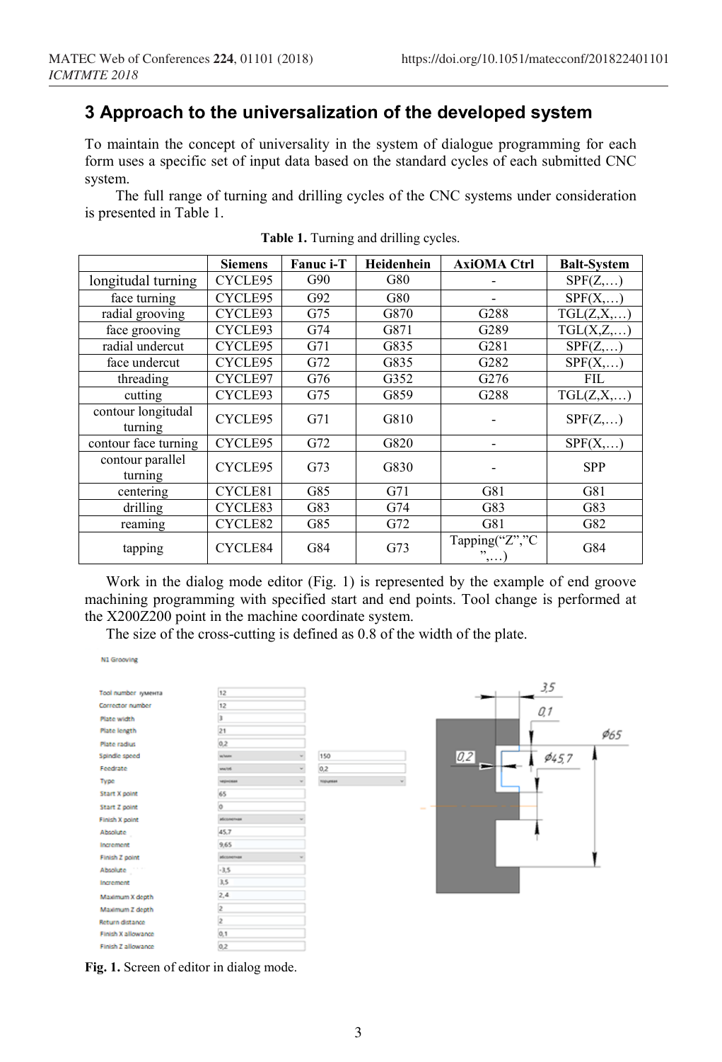## 3 Approach to the universalization of the developed system

To maintain the concept of universality in the system of dialogue programming for each form uses a specific set of input data based on the standard cycles of each submitted CNC system.

The full range of turning and drilling cycles of the CNC systems under consideration is presented in Table 1.

**Table 1.** Turning and drilling cycles.

| | Siemens | Fanuc i-T | Heidenhein | AxiOMA Ctrl | Balt-System |
|---|---|---|---|---|---|
| longitudal turning | CYCLE95 | G90 | G80 | - | SPF(Z,…) |
| face turning | CYCLE95 | G92 | G80 | - | SPF(X,…) |
| radial grooving | CYCLE93 | G75 | G870 | G288 | TGL(Z,X,…) |
| face grooving | CYCLE93 | G74 | G871 | G289 | TGL(X,Z,…) |
| radial undercut | CYCLE95 | G71 | G835 | G281 | SPF(Z,…) |
| face undercut | CYCLE95 | G72 | G835 | G282 | SPF(X,…) |
| threading | CYCLE97 | G76 | G352 | G276 | FIL |
| cutting | CYCLE93 | G75 | G859 | G288 | TGL(Z,X,…) |
| contour longitudal turning | CYCLE95 | G71 | G810 | - | SPF(Z,…) |
| contour face turning | CYCLE95 | G72 | G820 | - | SPF(X,…) |
| contour parallel turning | CYCLE95 | G73 | G830 | - | SPP |
| centering | CYCLE81 | G85 | G71 | G81 | G81 |
| drilling | CYCLE83 | G83 | G74 | G83 | G83 |
| reaming | CYCLE82 | G85 | G72 | G81 | G82 |
| tapping | CYCLE84 | G84 | G73 | Tapping("Z","C",…) | G84 |

Work in the dialog mode editor (Fig. 1) is represented by the example of end groove machining programming with specified start and end points. Tool change is performed at the X200Z200 point in the machine coordinate system.

The size of the cross-cutting is defined as 0.8 of the width of the plate.

**Fig. 1.** Screen of editor in dialog mode.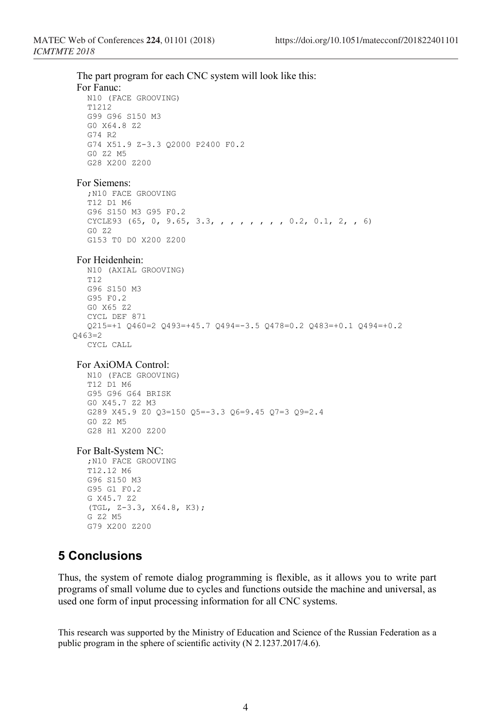The part program for each CNC system will look like this:

For Fanuc:

```
N10 (FACE GROOVING)
T1212
G99 G96 S150 M3
G0 X64.8 Z2
G74 R2
G74 X51.9 Z-3.3 Q2000 P2400 F0.2
G0 Z2 M5
G28 X200 Z200
```

For Siemens:

```
;N10 FACE GROOVING
T12 D1 M6
G96 S150 M3 G95 F0.2
CYCLE93 (65, 0, 9.65, 3.3, , , , , , , , 0.2, 0.1, 2, , 6)
G0 Z2
G153 T0 D0 X200 Z200
```

For Heidenhein:

```
N10 (AXIAL GROOVING)
T12
G96 S150 M3
G95 F0.2
G0 X65 Z2
CYCL DEF 871
Q215=+1 Q460=2 Q493=+45.7 Q494=-3.5 Q478=0.2 Q483=+0.1 Q494=+0.2
Q463=2
CYCL CALL
```

For AxiOMA Control:

```
N10 (FACE GROOVING)
T12 D1 M6
G95 G96 G64 BRISK
G0 X45.7 Z2 M3
G289 X45.9 Z0 Q3=150 Q5=-3.3 Q6=9.45 Q7=3 Q9=2.4
G0 Z2 M5
G28 H1 X200 Z200
```

For Balt-System NC:

```
;N10 FACE GROOVING
T12.12 M6
G96 S150 M3
G95 G1 F0.2
G X45.7 Z2
(TGL, Z-3.3, X64.8, K3);
G Z2 M5
G79 X200 Z200
```

## 5 Conclusions

Thus, the system of remote dialog programming is flexible, as it allows you to write part programs of small volume due to cycles and functions outside the machine and universal, as used one form of input processing information for all CNC systems.

This research was supported by the Ministry of Education and Science of the Russian Federation as a public program in the sphere of scientific activity (N 2.1237.2017/4.6).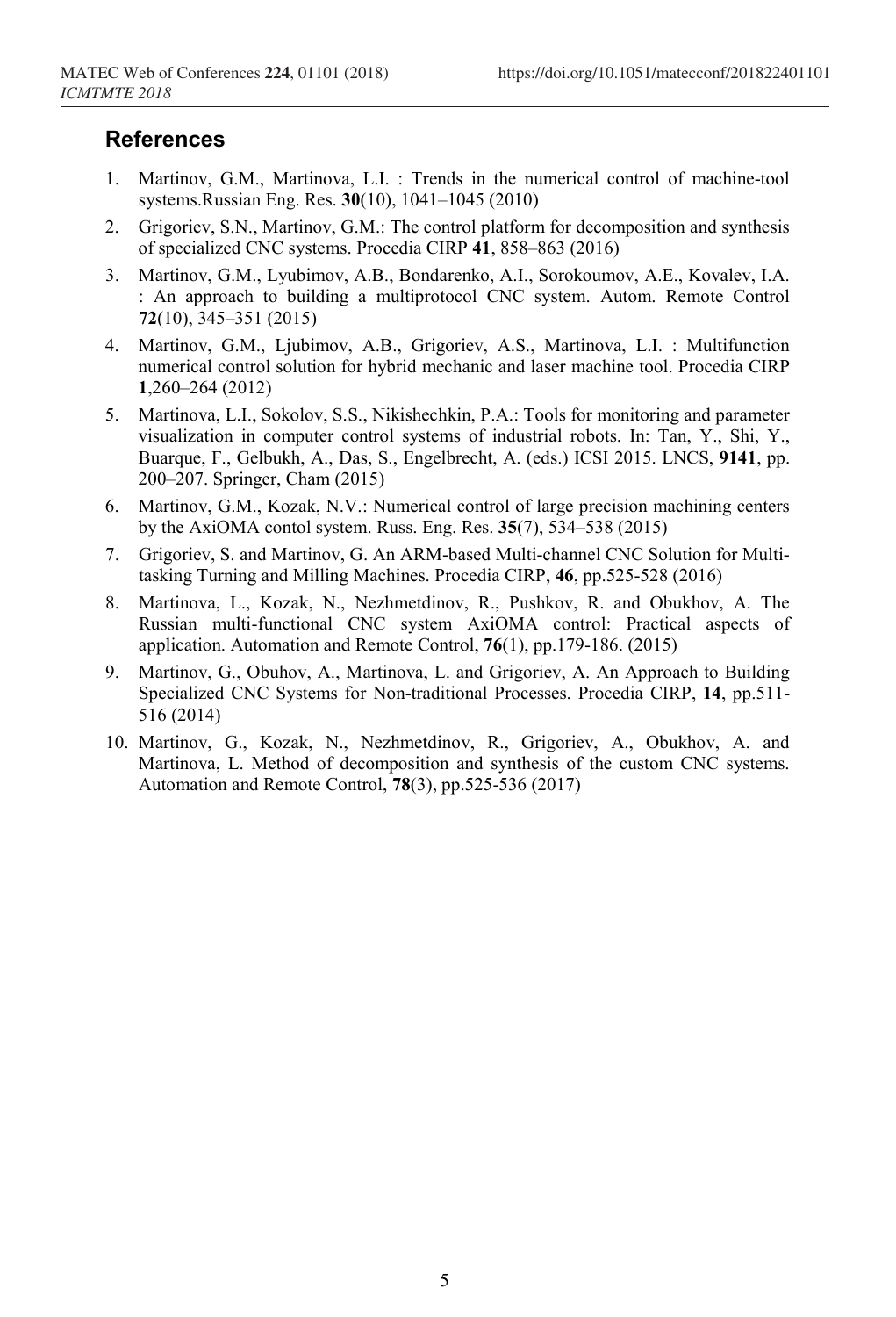## References

1. Martinov, G.M., Martinova, L.I. : Trends in the numerical control of machine-tool systems.Russian Eng. Res. **30**(10), 1041–1045 (2010)
2. Grigoriev, S.N., Martinov, G.M.: The control platform for decomposition and synthesis of specialized CNC systems. Procedia CIRP **41**, 858–863 (2016)
3. Martinov, G.M., Lyubimov, A.B., Bondarenko, A.I., Sorokoumov, A.E., Kovalev, I.A. : An approach to building a multiprotocol CNC system. Autom. Remote Control **72**(10), 345–351 (2015)
4. Martinov, G.M., Ljubimov, A.B., Grigoriev, A.S., Martinova, L.I. : Multifunction numerical control solution for hybrid mechanic and laser machine tool. Procedia CIRP **1**,260–264 (2012)
5. Martinova, L.I., Sokolov, S.S., Nikishechkin, P.A.: Tools for monitoring and parameter visualization in computer control systems of industrial robots. In: Tan, Y., Shi, Y., Buarque, F., Gelbukh, A., Das, S., Engelbrecht, A. (eds.) ICSI 2015. LNCS, **9141**, pp. 200–207. Springer, Cham (2015)
6. Martinov, G.M., Kozak, N.V.: Numerical control of large precision machining centers by the AxiOMA contol system. Russ. Eng. Res. **35**(7), 534–538 (2015)
7. Grigoriev, S. and Martinov, G. An ARM-based Multi-channel CNC Solution for Multi-tasking Turning and Milling Machines. Procedia CIRP, **46**, pp.525-528 (2016)
8. Martinova, L., Kozak, N., Nezhmetdinov, R., Pushkov, R. and Obukhov, A. The Russian multi-functional CNC system AxiOMA control: Practical aspects of application. Automation and Remote Control, **76**(1), pp.179-186. (2015)
9. Martinov, G., Obuhov, A., Martinova, L. and Grigoriev, A. An Approach to Building Specialized CNC Systems for Non-traditional Processes. Procedia CIRP, **14**, pp.511-516 (2014)
10. Martinov, G., Kozak, N., Nezhmetdinov, R., Grigoriev, A., Obukhov, A. and Martinova, L. Method of decomposition and synthesis of the custom CNC systems. Automation and Remote Control, **78**(3), pp.525-536 (2017)